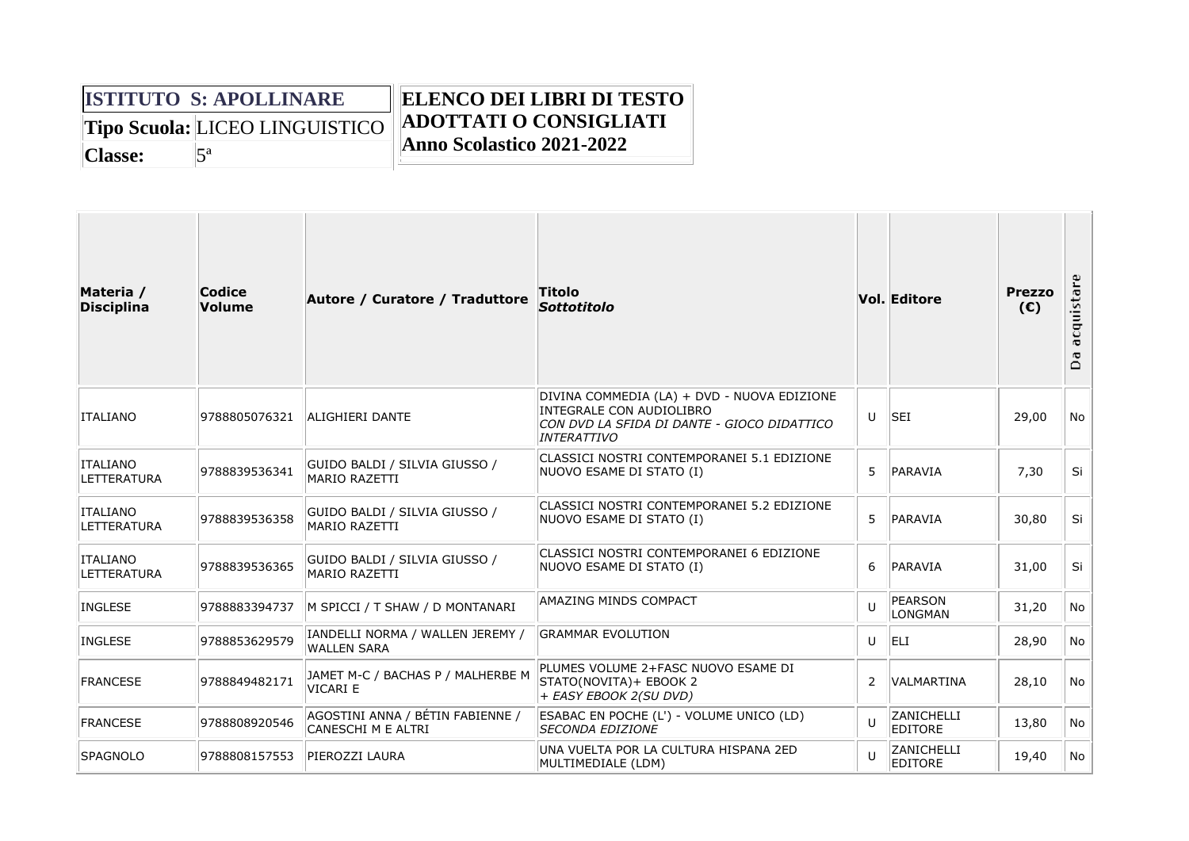| **ISTITUTO S: APOLLINARE** | |
|---|---|
| **Tipo Scuola:** | LICEO LINGUISTICO |
| **Classe:** | 5ª |

**ELENCO DEI LIBRI DI TESTO ADOTTATI O CONSIGLIATI**
**Anno Scolastico 2021-2022**

| Materia / Disciplina | Codice Volume | Autore / Curatore / Traduttore | Titolo *Sottotitolo* | Vol. | Editore | Prezzo (€) | Da acquistare |
|---|---|---|---|---|---|---|---|
| ITALIANO | 9788805076321 | ALIGHIERI DANTE | DIVINA COMMEDIA (LA) + DVD - NUOVA EDIZIONE INTEGRALE CON AUDIOLIBRO *CON DVD LA SFIDA DI DANTE - GIOCO DIDATTICO INTERATTIVO* | U | SEI | 29,00 | No |
| ITALIANO LETTERATURA | 9788839536341 | GUIDO BALDI / SILVIA GIUSSO / MARIO RAZETTI | CLASSICI NOSTRI CONTEMPORANEI 5.1 EDIZIONE NUOVO ESAME DI STATO (I) | 5 | PARAVIA | 7,30 | Si |
| ITALIANO LETTERATURA | 9788839536358 | GUIDO BALDI / SILVIA GIUSSO / MARIO RAZETTI | CLASSICI NOSTRI CONTEMPORANEI 5.2 EDIZIONE NUOVO ESAME DI STATO (I) | 5 | PARAVIA | 30,80 | Si |
| ITALIANO LETTERATURA | 9788839536365 | GUIDO BALDI / SILVIA GIUSSO / MARIO RAZETTI | CLASSICI NOSTRI CONTEMPORANEI 6 EDIZIONE NUOVO ESAME DI STATO (I) | 6 | PARAVIA | 31,00 | Si |
| INGLESE | 9788883394737 | M SPICCI / T SHAW / D MONTANARI | AMAZING MINDS COMPACT | U | PEARSON LONGMAN | 31,20 | No |
| INGLESE | 9788853629579 | IANDELLI NORMA / WALLEN JEREMY / WALLEN SARA | GRAMMAR EVOLUTION | U | ELI | 28,90 | No |
| FRANCESE | 9788849482171 | JAMET M-C / BACHAS P / MALHERBE M VICARI E | PLUMES VOLUME 2+FASC NUOVO ESAME DI STATO(NOVITA)+ EBOOK 2 *+ EASY EBOOK 2(SU DVD)* | 2 | VALMARTINA | 28,10 | No |
| FRANCESE | 9788808920546 | AGOSTINI ANNA / BÉTIN FABIENNE / CANESCHI M E ALTRI | ESABAC EN POCHE (L') - VOLUME UNICO (LD) *SECONDA EDIZIONE* | U | ZANICHELLI EDITORE | 13,80 | No |
| SPAGNOLO | 9788808157553 | PIEROZZI LAURA | UNA VUELTA POR LA CULTURA HISPANA 2ED MULTIMEDIALE (LDM) | U | ZANICHELLI EDITORE | 19,40 | No |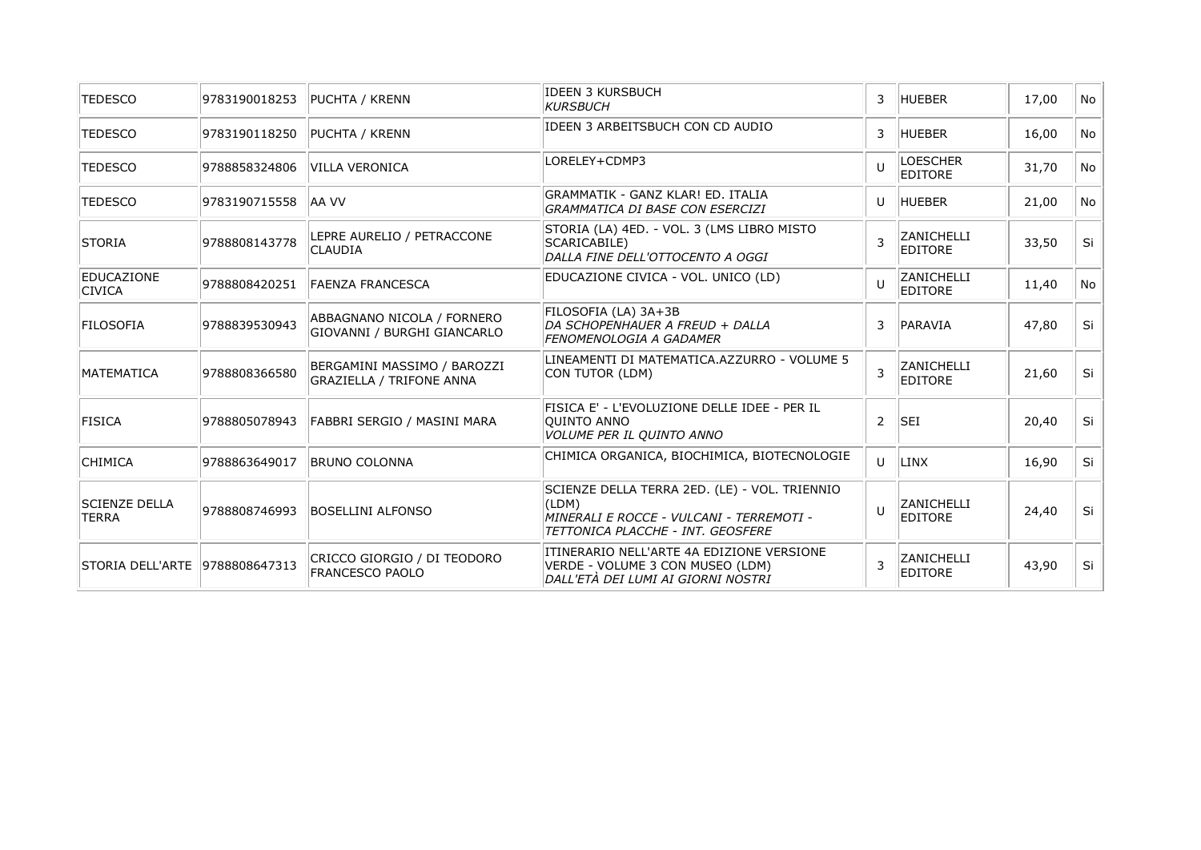| | | | | | | | |
|---|---|---|---|---|---|---|---|
| TEDESCO | 9783190018253 | PUCHTA / KRENN | IDEEN 3 KURSBUCH<br>*KURSBUCH* | 3 | HUEBER | 17,00 | No |
| TEDESCO | 9783190118250 | PUCHTA / KRENN | IDEEN 3 ARBEITSBUCH CON CD AUDIO | 3 | HUEBER | 16,00 | No |
| TEDESCO | 9788858324806 | VILLA VERONICA | LORELEY+CDMP3 | U | LOESCHER EDITORE | 31,70 | No |
| TEDESCO | 9783190715558 | AA VV | GRAMMATIK - GANZ KLAR! ED. ITALIA<br>*GRAMMATICA DI BASE CON ESERCIZI* | U | HUEBER | 21,00 | No |
| STORIA | 9788808143778 | LEPRE AURELIO / PETRACCONE CLAUDIA | STORIA (LA) 4ED. - VOL. 3 (LMS LIBRO MISTO SCARICABILE)<br>*DALLA FINE DELL'OTTOCENTO A OGGI* | 3 | ZANICHELLI EDITORE | 33,50 | Si |
| EDUCAZIONE CIVICA | 9788808420251 | FAENZA FRANCESCA | EDUCAZIONE CIVICA - VOL. UNICO (LD) | U | ZANICHELLI EDITORE | 11,40 | No |
| FILOSOFIA | 9788839530943 | ABBAGNANO NICOLA / FORNERO GIOVANNI / BURGHI GIANCARLO | FILOSOFIA (LA) 3A+3B<br>*DA SCHOPENHAUER A FREUD + DALLA FENOMENOLOGIA A GADAMER* | 3 | PARAVIA | 47,80 | Si |
| MATEMATICA | 9788808366580 | BERGAMINI MASSIMO / BAROZZI GRAZIELLA / TRIFONE ANNA | LINEAMENTI DI MATEMATICA.AZZURRO - VOLUME 5 CON TUTOR (LDM) | 3 | ZANICHELLI EDITORE | 21,60 | Si |
| FISICA | 9788805078943 | FABBRI SERGIO / MASINI MARA | FISICA E' - L'EVOLUZIONE DELLE IDEE - PER IL QUINTO ANNO<br>*VOLUME PER IL QUINTO ANNO* | 2 | SEI | 20,40 | Si |
| CHIMICA | 9788863649017 | BRUNO COLONNA | CHIMICA ORGANICA, BIOCHIMICA, BIOTECNOLOGIE | U | LINX | 16,90 | Si |
| SCIENZE DELLA TERRA | 9788808746993 | BOSELLINI ALFONSO | SCIENZE DELLA TERRA 2ED. (LE) - VOL. TRIENNIO (LDM)<br>*MINERALI E ROCCE - VULCANI - TERREMOTI - TETTONICA PLACCHE - INT. GEOSFERE* | U | ZANICHELLI EDITORE | 24,40 | Si |
| STORIA DELL'ARTE | 9788808647313 | CRICCO GIORGIO / DI TEODORO FRANCESCO PAOLO | ITINERARIO NELL'ARTE 4A EDIZIONE VERSIONE VERDE - VOLUME 3 CON MUSEO (LDM)<br>*DALL'ETÀ DEI LUMI AI GIORNI NOSTRI* | 3 | ZANICHELLI EDITORE | 43,90 | Si |